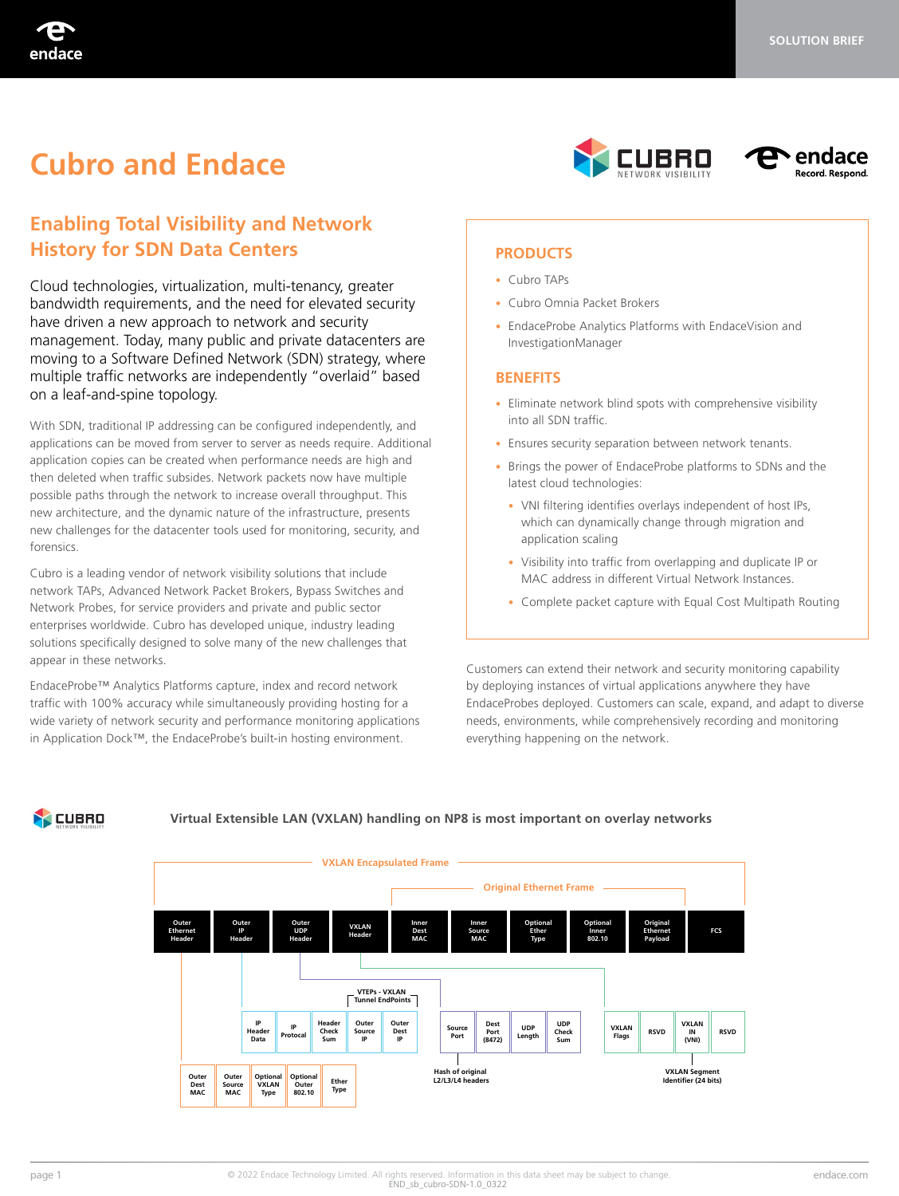SOLUTION BRIEF

# Cubro and Endace

## Enabling Total Visibility and Network History for SDN Data Centers

Cloud technologies, virtualization, multi-tenancy, greater bandwidth requirements, and the need for elevated security have driven a new approach to network and security management. Today, many public and private datacenters are moving to a Software Defined Network (SDN) strategy, where multiple traffic networks are independently "overlaid" based on a leaf-and-spine topology.

With SDN, traditional IP addressing can be configured independently, and applications can be moved from server to server as needs require. Additional application copies can be created when performance needs are high and then deleted when traffic subsides. Network packets now have multiple possible paths through the network to increase overall throughput. This new architecture, and the dynamic nature of the infrastructure, presents new challenges for the datacenter tools used for monitoring, security, and forensics.

Cubro is a leading vendor of network visibility solutions that include network TAPs, Advanced Network Packet Brokers, Bypass Switches and Network Probes, for service providers and private and public sector enterprises worldwide. Cubro has developed unique, industry leading solutions specifically designed to solve many of the new challenges that appear in these networks.

EndaceProbe™ Analytics Platforms capture, index and record network traffic with 100% accuracy while simultaneously providing hosting for a wide variety of network security and performance monitoring applications in Application Dock™, the EndaceProbe's built-in hosting environment.

### PRODUCTS

- Cubro TAPs
- Cubro Omnia Packet Brokers
- EndaceProbe Analytics Platforms with EndaceVision and InvestigationManager

### BENEFITS

- Eliminate network blind spots with comprehensive visibility into all SDN traffic.
- Ensures security separation between network tenants.
- Brings the power of EndaceProbe platforms to SDNs and the latest cloud technologies:
  - VNI filtering identifies overlays independent of host IPs, which can dynamically change through migration and application scaling
  - Visibility into traffic from overlapping and duplicate IP or MAC address in different Virtual Network Instances.
  - Complete packet capture with Equal Cost Multipath Routing

Customers can extend their network and security monitoring capability by deploying instances of virtual applications anywhere they have EndaceProbes deployed. Customers can scale, expand, and adapt to diverse needs, environments, while comprehensively recording and monitoring everything happening on the network.

**Virtual Extensible LAN (VXLAN) handling on NP8 is most important on overlay networks**

VXLAN Encapsulated Frame

| Outer Ethernet Header | Outer IP Header | Outer UDP Header | VXLAN Header | Inner Dest MAC | Inner Source MAC | Optional Ether Type | Optional Inner 802.10 | Original Ethernet Payload | FCS |
|---|---|---|---|---|---|---|---|---|---|

Original Ethernet Frame: Inner Dest MAC, Inner Source MAC, Optional Ether Type, Optional Inner 802.10, Original Ethernet Payload

Outer Ethernet Header:

| Outer Dest MAC | Outer Source MAC | Optional VXLAN Type | Optional Outer 802.10 | Ether Type |
|---|---|---|---|---|

Outer IP Header (VTEPs - VXLAN Tunnel EndPoints: Outer Source IP, Outer Dest IP):

| IP Header Data | IP Protocal | Header Check Sum | Outer Source IP | Outer Dest IP |
|---|---|---|---|---|

Outer UDP Header:

| Source Port | Dest Port (8472) | UDP Length | UDP Check Sum |
|---|---|---|---|

Source Port: Hash of original L2/L3/L4 headers

VXLAN Header:

| VXLAN Flags | RSVD | VXLAN IN (VNI) | RSVD |
|---|---|---|---|

VXLAN IN (VNI): VXLAN Segment Identifier (24 bits)

© 2022 Endace Technology Limited. All rights reserved. Information in this data sheet may be subject to change.
END_sb_cubro-SDN-1.0_0322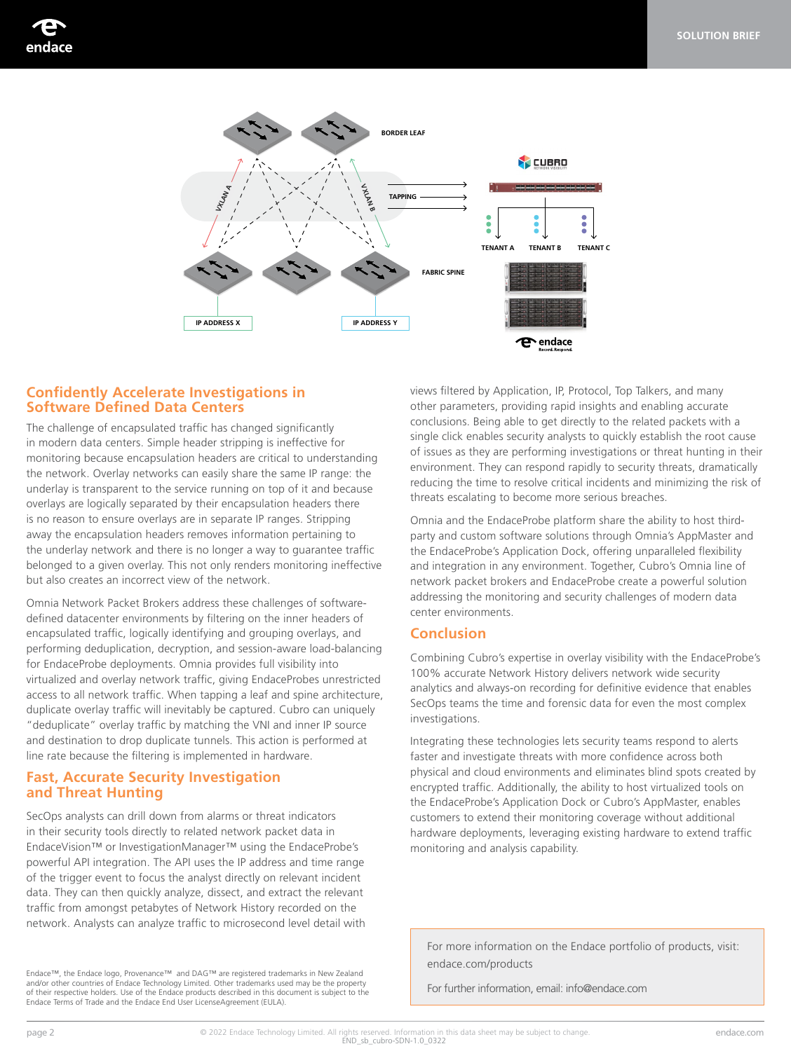BORDER LEAF

VXLAN A

VXLAN B

TAPPING

TENANT A

TENANT B

TENANT C

FABRIC SPINE

IP ADDRESS X

IP ADDRESS Y

## Confidently Accelerate Investigations in Software Defined Data Centers

The challenge of encapsulated traffic has changed significantly in modern data centers. Simple header stripping is ineffective for monitoring because encapsulation headers are critical to understanding the network. Overlay networks can easily share the same IP range: the underlay is transparent to the service running on top of it and because overlays are logically separated by their encapsulation headers there is no reason to ensure overlays are in separate IP ranges. Stripping away the encapsulation headers removes information pertaining to the underlay network and there is no longer a way to guarantee traffic belonged to a given overlay. This not only renders monitoring ineffective but also creates an incorrect view of the network.

Omnia Network Packet Brokers address these challenges of software-defined datacenter environments by filtering on the inner headers of encapsulated traffic, logically identifying and grouping overlays, and performing deduplication, decryption, and session-aware load-balancing for EndaceProbe deployments. Omnia provides full visibility into virtualized and overlay network traffic, giving EndaceProbes unrestricted access to all network traffic. When tapping a leaf and spine architecture, duplicate overlay traffic will inevitably be captured. Cubro can uniquely "deduplicate" overlay traffic by matching the VNI and inner IP source and destination to drop duplicate tunnels. This action is performed at line rate because the filtering is implemented in hardware.

## Fast, Accurate Security Investigation and Threat Hunting

SecOps analysts can drill down from alarms or threat indicators in their security tools directly to related network packet data in EndaceVision™ or InvestigationManager™ using the EndaceProbe's powerful API integration. The API uses the IP address and time range of the trigger event to focus the analyst directly on relevant incident data. They can then quickly analyze, dissect, and extract the relevant traffic from amongst petabytes of Network History recorded on the network. Analysts can analyze traffic to microsecond level detail with views filtered by Application, IP, Protocol, Top Talkers, and many other parameters, providing rapid insights and enabling accurate conclusions. Being able to get directly to the related packets with a single click enables security analysts to quickly establish the root cause of issues as they are performing investigations or threat hunting in their environment. They can respond rapidly to security threats, dramatically reducing the time to resolve critical incidents and minimizing the risk of threats escalating to become more serious breaches.

Omnia and the EndaceProbe platform share the ability to host third-party and custom software solutions through Omnia's AppMaster and the EndaceProbe's Application Dock, offering unparalleled flexibility and integration in any environment. Together, Cubro's Omnia line of network packet brokers and EndaceProbe create a powerful solution addressing the monitoring and security challenges of modern data center environments.

## Conclusion

Combining Cubro's expertise in overlay visibility with the EndaceProbe's 100% accurate Network History delivers network wide security analytics and always-on recording for definitive evidence that enables SecOps teams the time and forensic data for even the most complex investigations.

Integrating these technologies lets security teams respond to alerts faster and investigate threats with more confidence across both physical and cloud environments and eliminates blind spots created by encrypted traffic. Additionally, the ability to host virtualized tools on the EndaceProbe's Application Dock or Cubro's AppMaster, enables customers to extend their monitoring coverage without additional hardware deployments, leveraging existing hardware to extend traffic monitoring and analysis capability.

For more information on the Endace portfolio of products, visit: endace.com/products

For further information, email: info@endace.com

Endace™, the Endace logo, Provenance™ and DAG™ are registered trademarks in New Zealand and/or other countries of Endace Technology Limited. Other trademarks used may be the property of their respective holders. Use of the Endace products described in this document is subject to the Endace Terms of Trade and the Endace End User LicenseAgreement (EULA).

© 2022 Endace Technology Limited. All rights reserved. Information in this data sheet may be subject to change.
END_sb_cubro-SDN-1.0_0322